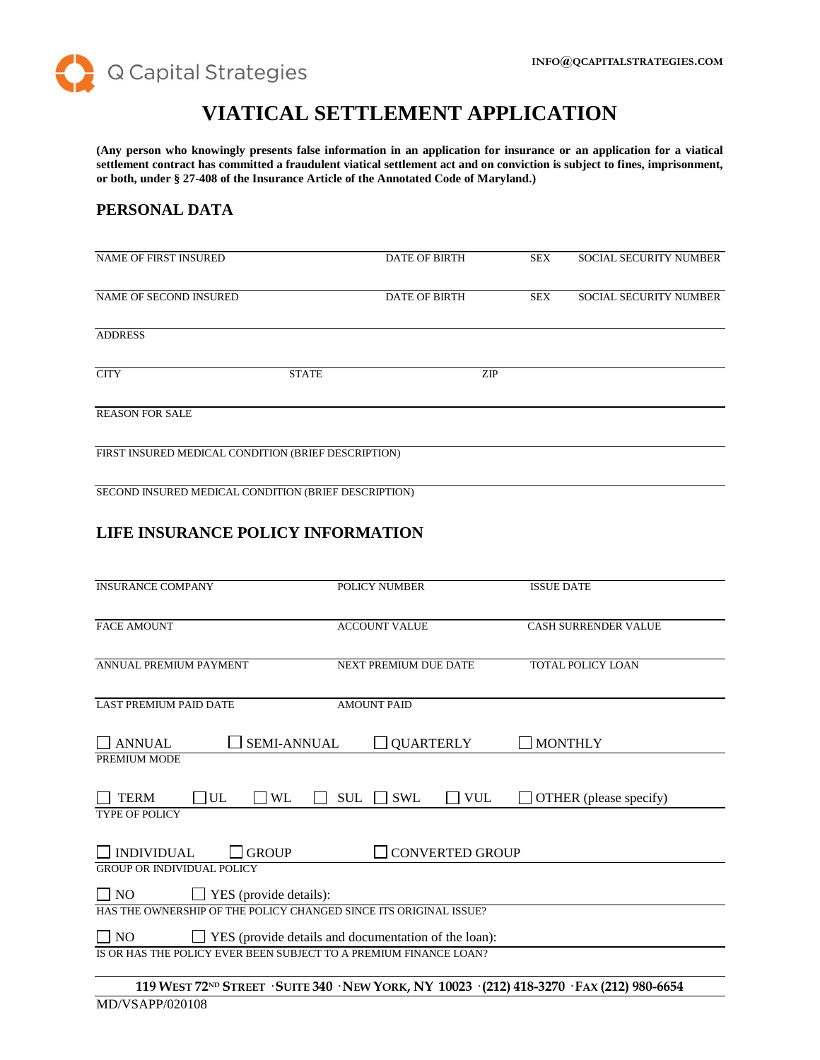Q Capital Strategies

INFO@QCAPITALSTRATEGIES.COM

# VIATICAL SETTLEMENT APPLICATION

**(Any person who knowingly presents false information in an application for insurance or an application for a viatical settlement contract has committed a fraudulent viatical settlement act and on conviction is subject to fines, imprisonment, or both, under § 27-408 of the Insurance Article of the Annotated Code of Maryland.)**

## PERSONAL DATA

NAME OF FIRST INSURED | DATE OF BIRTH | SEX | SOCIAL SECURITY NUMBER

NAME OF SECOND INSURED | DATE OF BIRTH | SEX | SOCIAL SECURITY NUMBER

ADDRESS

CITY | STATE | ZIP

REASON FOR SALE

FIRST INSURED MEDICAL CONDITION (BRIEF DESCRIPTION)

SECOND INSURED MEDICAL CONDITION (BRIEF DESCRIPTION)

## LIFE INSURANCE POLICY INFORMATION

INSURANCE COMPANY | POLICY NUMBER | ISSUE DATE

FACE AMOUNT | ACCOUNT VALUE | CASH SURRENDER VALUE

ANNUAL PREMIUM PAYMENT | NEXT PREMIUM DUE DATE | TOTAL POLICY LOAN

LAST PREMIUM PAID DATE | AMOUNT PAID

☐ ANNUAL ☐ SEMI-ANNUAL ☐ QUARTERLY ☐ MONTHLY

PREMIUM MODE

☐ TERM ☐ UL ☐ WL ☐ SUL ☐ SWL ☐ VUL ☐ OTHER (please specify)

TYPE OF POLICY

☐ INDIVIDUAL ☐ GROUP ☐ CONVERTED GROUP

GROUP OR INDIVIDUAL POLICY

☐ NO ☐ YES (provide details):

HAS THE OWNERSHIP OF THE POLICY CHANGED SINCE ITS ORIGINAL ISSUE?

☐ NO ☐ YES (provide details and documentation of the loan):

IS OR HAS THE POLICY EVER BEEN SUBJECT TO A PREMIUM FINANCE LOAN?

**119 WEST 72ND STREET · SUITE 340 · NEW YORK, NY 10023 · (212) 418-3270 · FAX (212) 980-6654**

MD/VSAPP/020108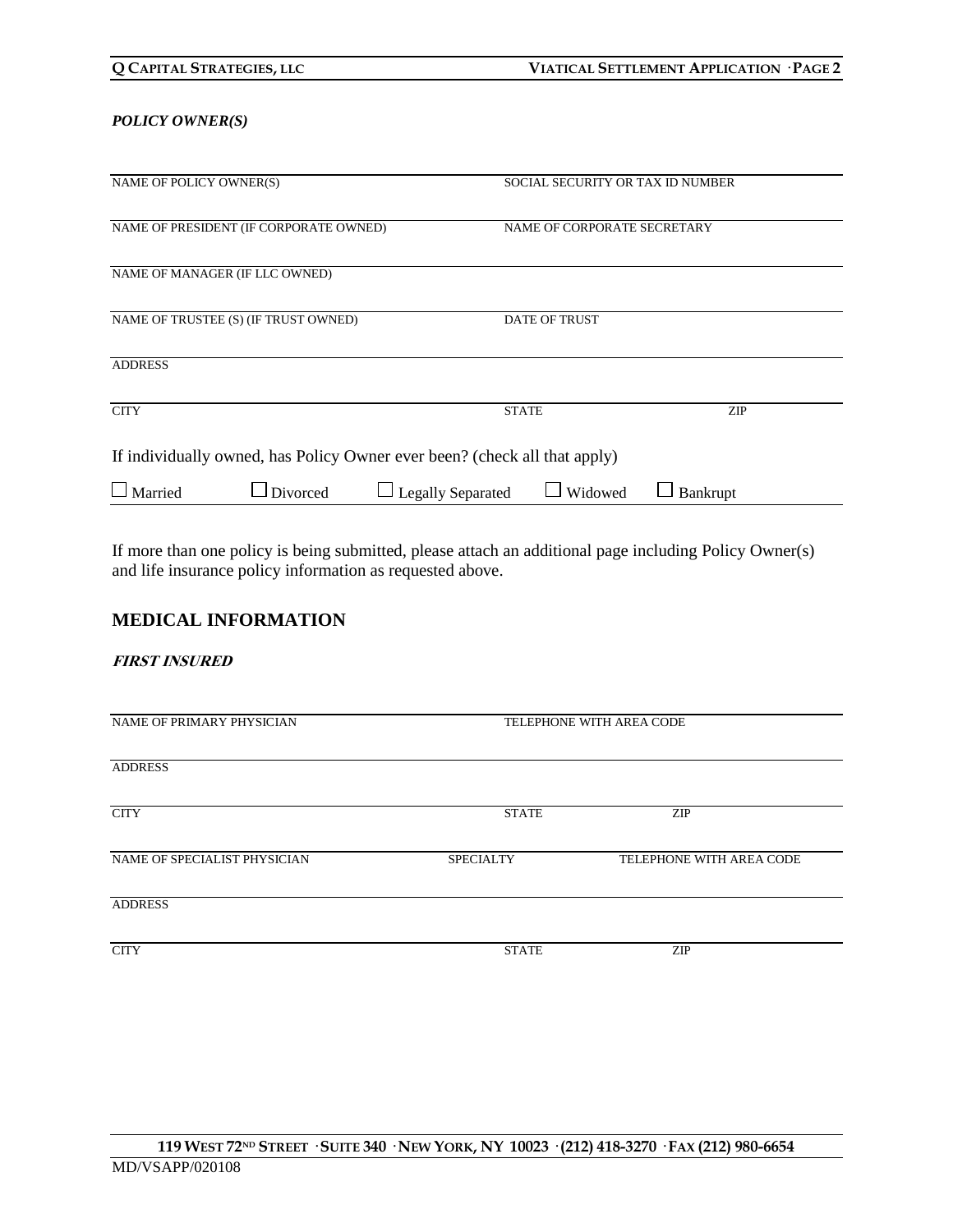***POLICY OWNER(S)***

| NAME OF POLICY OWNER(S) | SOCIAL SECURITY OR TAX ID NUMBER | |
|---|---|---|
| NAME OF PRESIDENT (IF CORPORATE OWNED) | NAME OF CORPORATE SECRETARY | |
| NAME OF MANAGER (IF LLC OWNED) | | |
| NAME OF TRUSTEE (S) (IF TRUST OWNED) | DATE OF TRUST | |
| ADDRESS | | |
| CITY | STATE | ZIP |

If individually owned, has Policy Owner ever been? (check all that apply)

☐ Married ☐ Divorced ☐ Legally Separated ☐ Widowed ☐ Bankrupt

If more than one policy is being submitted, please attach an additional page including Policy Owner(s) and life insurance policy information as requested above.

## MEDICAL INFORMATION

***FIRST INSURED***

| NAME OF PRIMARY PHYSICIAN | TELEPHONE WITH AREA CODE | |
|---|---|---|
| ADDRESS | | |
| CITY | STATE | ZIP |

| NAME OF SPECIALIST PHYSICIAN | SPECIALTY | TELEPHONE WITH AREA CODE |
|---|---|---|
| ADDRESS | | |
| CITY | STATE | ZIP |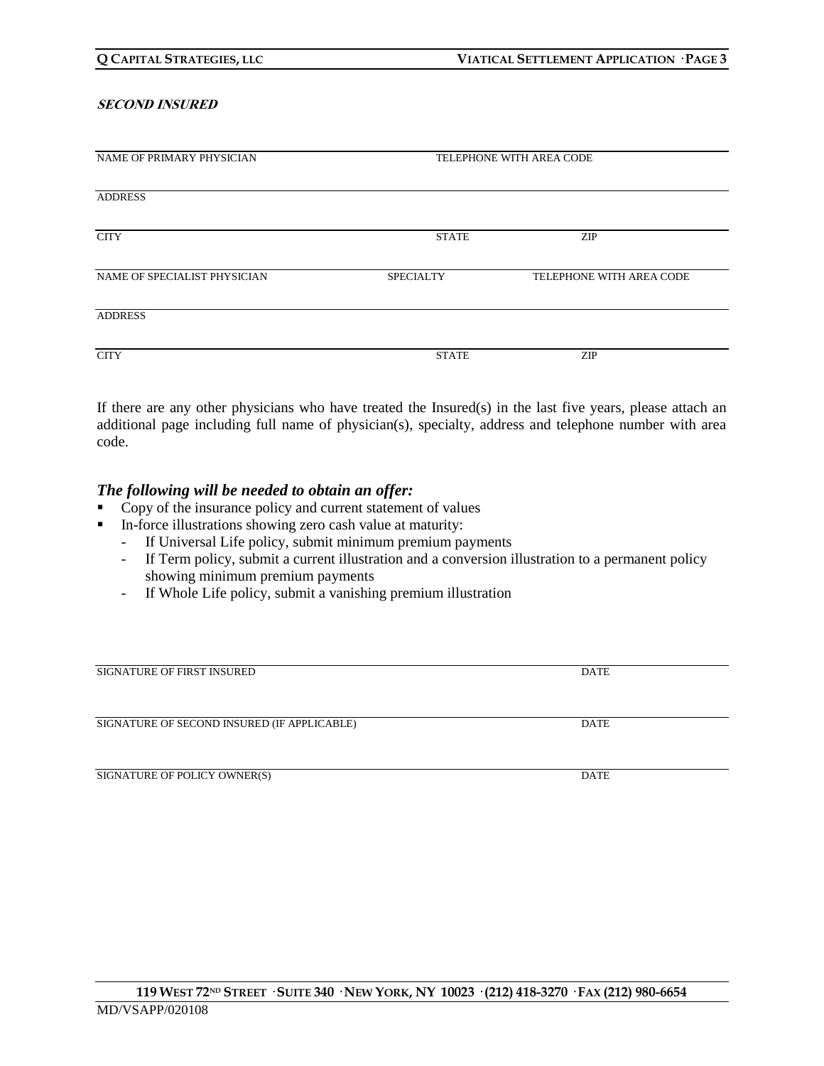***SECOND INSURED***

| NAME OF PRIMARY PHYSICIAN | | TELEPHONE WITH AREA CODE |
|---|---|---|
| ADDRESS | | |
| CITY | STATE | ZIP |
| NAME OF SPECIALIST PHYSICIAN | SPECIALTY | TELEPHONE WITH AREA CODE |
| ADDRESS | | |
| CITY | STATE | ZIP |

If there are any other physicians who have treated the Insured(s) in the last five years, please attach an additional page including full name of physician(s), specialty, address and telephone number with area code.

***The following will be needed to obtain an offer:***

- Copy of the insurance policy and current statement of values
- In-force illustrations showing zero cash value at maturity:
  - If Universal Life policy, submit minimum premium payments
  - If Term policy, submit a current illustration and a conversion illustration to a permanent policy showing minimum premium payments
  - If Whole Life policy, submit a vanishing premium illustration

| SIGNATURE OF FIRST INSURED | DATE |
|---|---|
| SIGNATURE OF SECOND INSURED (IF APPLICABLE) | DATE |
| SIGNATURE OF POLICY OWNER(S) | DATE |

MD/VSAPP/020108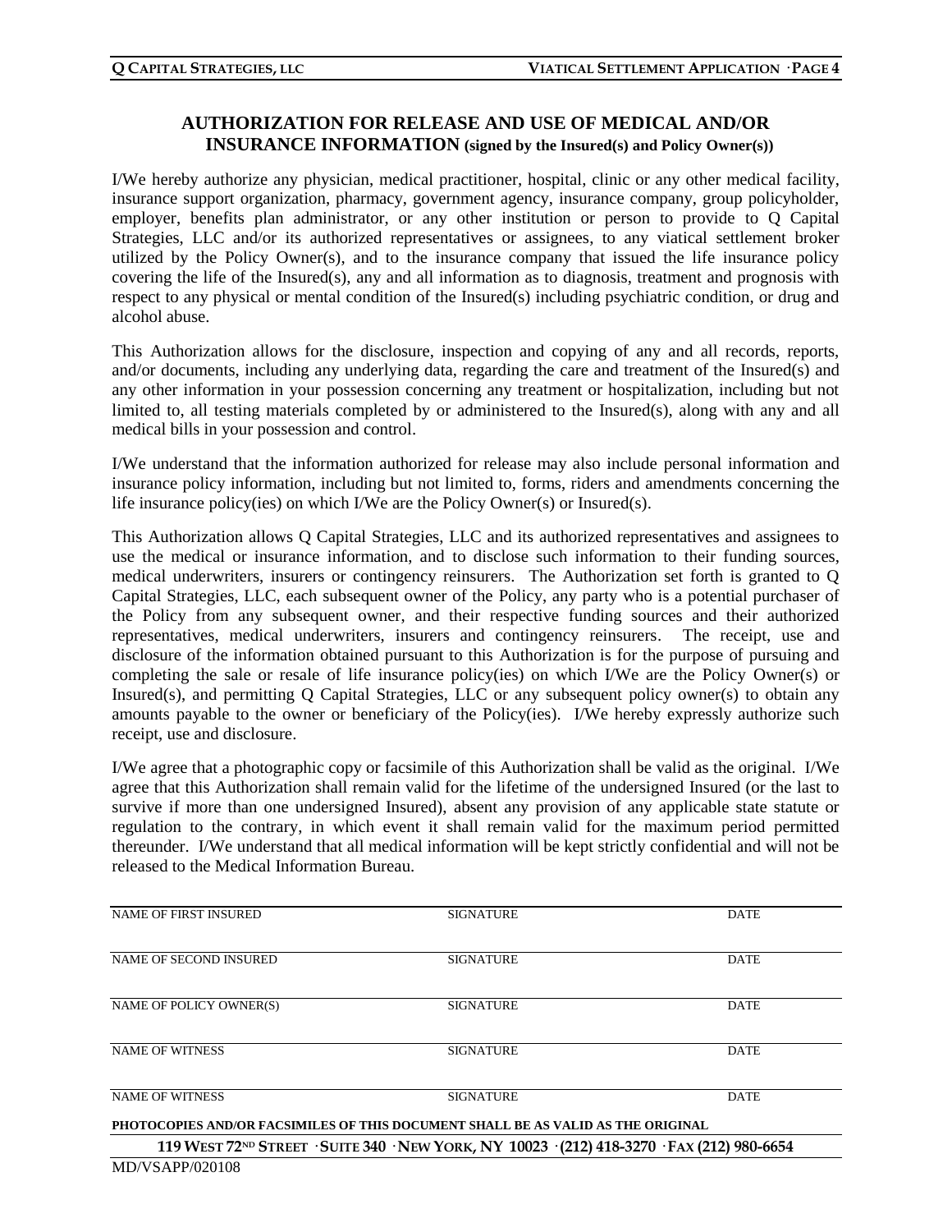## AUTHORIZATION FOR RELEASE AND USE OF MEDICAL AND/OR INSURANCE INFORMATION (signed by the Insured(s) and Policy Owner(s))

I/We hereby authorize any physician, medical practitioner, hospital, clinic or any other medical facility, insurance support organization, pharmacy, government agency, insurance company, group policyholder, employer, benefits plan administrator, or any other institution or person to provide to Q Capital Strategies, LLC and/or its authorized representatives or assignees, to any viatical settlement broker utilized by the Policy Owner(s), and to the insurance company that issued the life insurance policy covering the life of the Insured(s), any and all information as to diagnosis, treatment and prognosis with respect to any physical or mental condition of the Insured(s) including psychiatric condition, or drug and alcohol abuse.

This Authorization allows for the disclosure, inspection and copying of any and all records, reports, and/or documents, including any underlying data, regarding the care and treatment of the Insured(s) and any other information in your possession concerning any treatment or hospitalization, including but not limited to, all testing materials completed by or administered to the Insured(s), along with any and all medical bills in your possession and control.

I/We understand that the information authorized for release may also include personal information and insurance policy information, including but not limited to, forms, riders and amendments concerning the life insurance policy(ies) on which I/We are the Policy Owner(s) or Insured(s).

This Authorization allows Q Capital Strategies, LLC and its authorized representatives and assignees to use the medical or insurance information, and to disclose such information to their funding sources, medical underwriters, insurers or contingency reinsurers. The Authorization set forth is granted to Q Capital Strategies, LLC, each subsequent owner of the Policy, any party who is a potential purchaser of the Policy from any subsequent owner, and their respective funding sources and their authorized representatives, medical underwriters, insurers and contingency reinsurers. The receipt, use and disclosure of the information obtained pursuant to this Authorization is for the purpose of pursuing and completing the sale or resale of life insurance policy(ies) on which I/We are the Policy Owner(s) or Insured(s), and permitting Q Capital Strategies, LLC or any subsequent policy owner(s) to obtain any amounts payable to the owner or beneficiary of the Policy(ies). I/We hereby expressly authorize such receipt, use and disclosure.

I/We agree that a photographic copy or facsimile of this Authorization shall be valid as the original. I/We agree that this Authorization shall remain valid for the lifetime of the undersigned Insured (or the last to survive if more than one undersigned Insured), absent any provision of any applicable state statute or regulation to the contrary, in which event it shall remain valid for the maximum period permitted thereunder. I/We understand that all medical information will be kept strictly confidential and will not be released to the Medical Information Bureau.

| NAME OF FIRST INSURED | SIGNATURE | DATE |
|---|---|---|
| NAME OF SECOND INSURED | SIGNATURE | DATE |
| NAME OF POLICY OWNER(S) | SIGNATURE | DATE |
| NAME OF WITNESS | SIGNATURE | DATE |
| NAME OF WITNESS | SIGNATURE | DATE |

**PHOTOCOPIES AND/OR FACSIMILES OF THIS DOCUMENT SHALL BE AS VALID AS THE ORIGINAL**

**119 WEST 72ND STREET · SUITE 340 · NEW YORK, NY 10023 · (212) 418-3270 · FAX (212) 980-6654**

MD/VSAPP/020108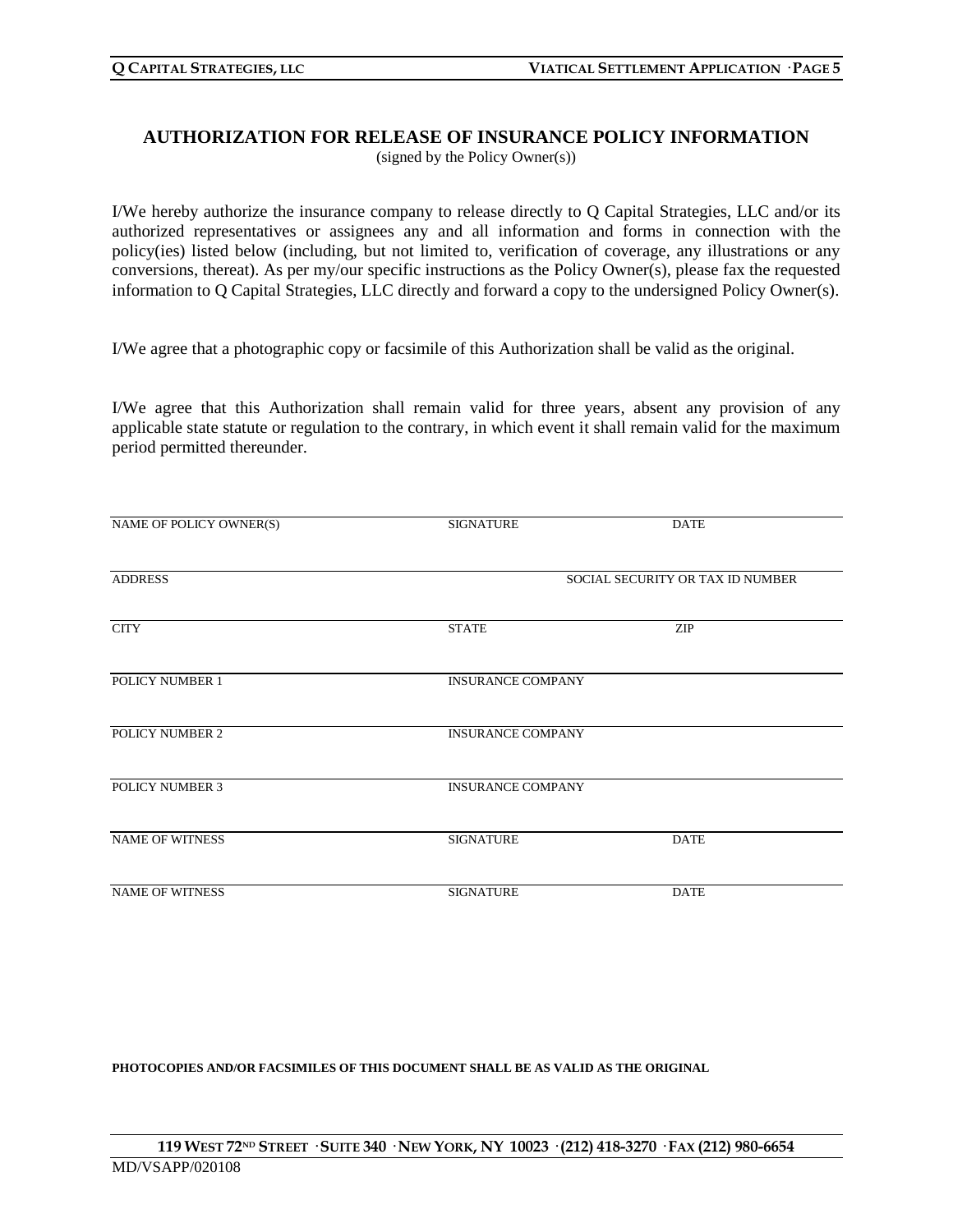## AUTHORIZATION FOR RELEASE OF INSURANCE POLICY INFORMATION

(signed by the Policy Owner(s))

I/We hereby authorize the insurance company to release directly to Q Capital Strategies, LLC and/or its authorized representatives or assignees any and all information and forms in connection with the policy(ies) listed below (including, but not limited to, verification of coverage, any illustrations or any conversions, thereat). As per my/our specific instructions as the Policy Owner(s), please fax the requested information to Q Capital Strategies, LLC directly and forward a copy to the undersigned Policy Owner(s).

I/We agree that a photographic copy or facsimile of this Authorization shall be valid as the original.

I/We agree that this Authorization shall remain valid for three years, absent any provision of any applicable state statute or regulation to the contrary, in which event it shall remain valid for the maximum period permitted thereunder.

| NAME OF POLICY OWNER(S) | SIGNATURE | DATE |
|---|---|---|
| ADDRESS | | SOCIAL SECURITY OR TAX ID NUMBER |
| CITY | STATE | ZIP |
| POLICY NUMBER 1 | INSURANCE COMPANY | |
| POLICY NUMBER 2 | INSURANCE COMPANY | |
| POLICY NUMBER 3 | INSURANCE COMPANY | |
| NAME OF WITNESS | SIGNATURE | DATE |
| NAME OF WITNESS | SIGNATURE | DATE |

**PHOTOCOPIES AND/OR FACSIMILES OF THIS DOCUMENT SHALL BE AS VALID AS THE ORIGINAL**

**119 WEST 72ND STREET · SUITE 340 · NEW YORK, NY 10023 · (212) 418-3270 · FAX (212) 980-6654**

MD/VSAPP/020108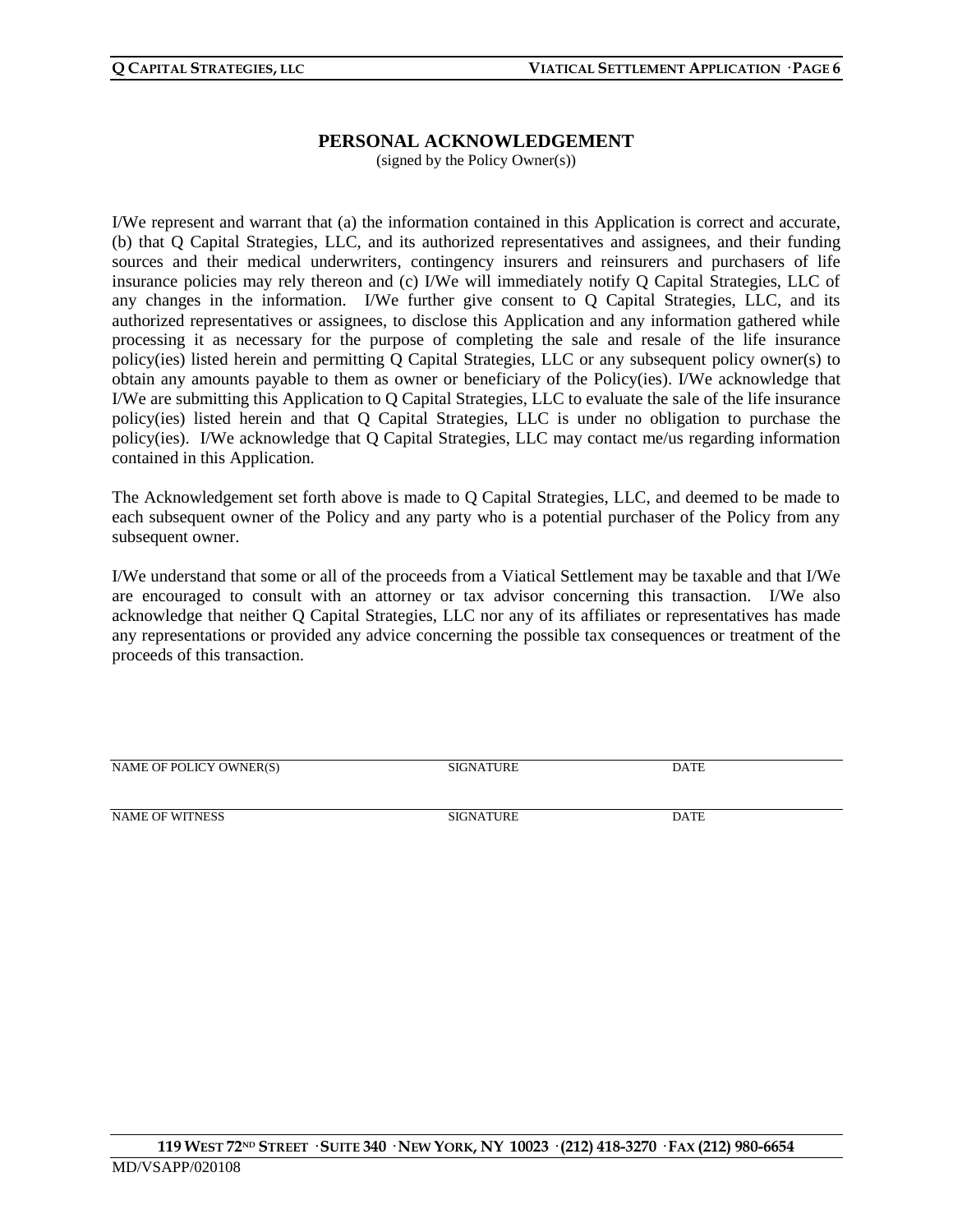## PERSONAL ACKNOWLEDGEMENT

(signed by the Policy Owner(s))

I/We represent and warrant that (a) the information contained in this Application is correct and accurate, (b) that Q Capital Strategies, LLC, and its authorized representatives and assignees, and their funding sources and their medical underwriters, contingency insurers and reinsurers and purchasers of life insurance policies may rely thereon and (c) I/We will immediately notify Q Capital Strategies, LLC of any changes in the information. I/We further give consent to Q Capital Strategies, LLC, and its authorized representatives or assignees, to disclose this Application and any information gathered while processing it as necessary for the purpose of completing the sale and resale of the life insurance policy(ies) listed herein and permitting Q Capital Strategies, LLC or any subsequent policy owner(s) to obtain any amounts payable to them as owner or beneficiary of the Policy(ies). I/We acknowledge that I/We are submitting this Application to Q Capital Strategies, LLC to evaluate the sale of the life insurance policy(ies) listed herein and that Q Capital Strategies, LLC is under no obligation to purchase the policy(ies). I/We acknowledge that Q Capital Strategies, LLC may contact me/us regarding information contained in this Application.

The Acknowledgement set forth above is made to Q Capital Strategies, LLC, and deemed to be made to each subsequent owner of the Policy and any party who is a potential purchaser of the Policy from any subsequent owner.

I/We understand that some or all of the proceeds from a Viatical Settlement may be taxable and that I/We are encouraged to consult with an attorney or tax advisor concerning this transaction. I/We also acknowledge that neither Q Capital Strategies, LLC nor any of its affiliates or representatives has made any representations or provided any advice concerning the possible tax consequences or treatment of the proceeds of this transaction.

NAME OF POLICY OWNER(S) SIGNATURE DATE

NAME OF WITNESS SIGNATURE DATE

119 WEST 72ND STREET · SUITE 340 · NEW YORK, NY 10023 · (212) 418-3270 · FAX (212) 980-6654

MD/VSAPP/020108